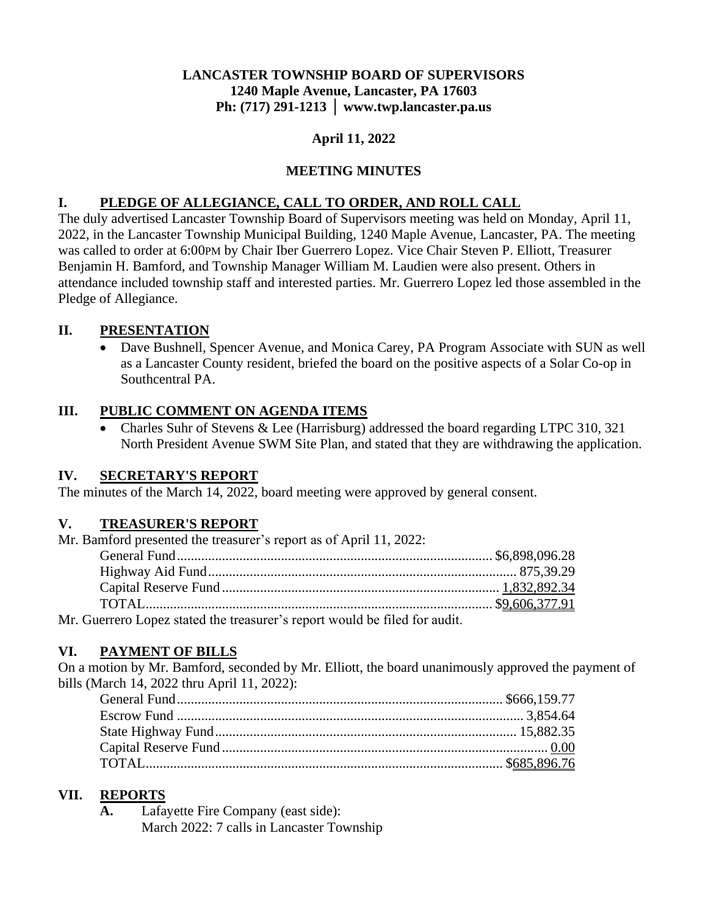**LANCASTER TOWNSHIP BOARD OF SUPERVISORS**
**1240 Maple Avenue, Lancaster, PA 17603**
**Ph: (717) 291-1213 │ www.twp.lancaster.pa.us**

**April 11, 2022**

**MEETING MINUTES**

## I. PLEDGE OF ALLEGIANCE, CALL TO ORDER, AND ROLL CALL

The duly advertised Lancaster Township Board of Supervisors meeting was held on Monday, April 11, 2022, in the Lancaster Township Municipal Building, 1240 Maple Avenue, Lancaster, PA. The meeting was called to order at 6:00PM by Chair Iber Guerrero Lopez. Vice Chair Steven P. Elliott, Treasurer Benjamin H. Bamford, and Township Manager William M. Laudien were also present. Others in attendance included township staff and interested parties. Mr. Guerrero Lopez led those assembled in the Pledge of Allegiance.

## II. PRESENTATION

- Dave Bushnell, Spencer Avenue, and Monica Carey, PA Program Associate with SUN as well as a Lancaster County resident, briefed the board on the positive aspects of a Solar Co-op in Southcentral PA.

## III. PUBLIC COMMENT ON AGENDA ITEMS

- Charles Suhr of Stevens & Lee (Harrisburg) addressed the board regarding LTPC 310, 321 North President Avenue SWM Site Plan, and stated that they are withdrawing the application.

## IV. SECRETARY'S REPORT

The minutes of the March 14, 2022, board meeting were approved by general consent.

## V. TREASURER'S REPORT

Mr. Bamford presented the treasurer's report as of April 11, 2022:

| | |
|---|---|
| General Fund | $6,898,096.28 |
| Highway Aid Fund | 875,39.29 |
| Capital Reserve Fund | 1,832,892.34 |
| TOTAL | $9,606,377.91 |

Mr. Guerrero Lopez stated the treasurer's report would be filed for audit.

## VI. PAYMENT OF BILLS

On a motion by Mr. Bamford, seconded by Mr. Elliott, the board unanimously approved the payment of bills (March 14, 2022 thru April 11, 2022):

| | |
|---|---|
| General Fund | $666,159.77 |
| Escrow Fund | 3,854.64 |
| State Highway Fund | 15,882.35 |
| Capital Reserve Fund | 0.00 |
| TOTAL | $685,896.76 |

## VII. REPORTS

**A.** Lafayette Fire Company (east side):
March 2022: 7 calls in Lancaster Township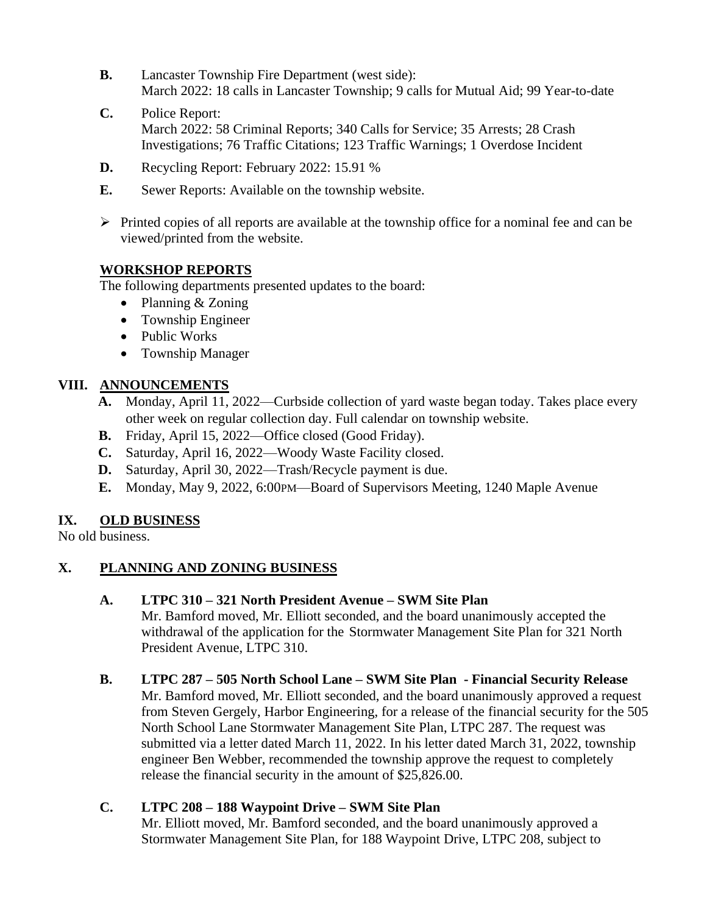**B.** Lancaster Township Fire Department (west side):
March 2022: 18 calls in Lancaster Township; 9 calls for Mutual Aid; 99 Year-to-date

**C.** Police Report:
March 2022: 58 Criminal Reports; 340 Calls for Service; 35 Arrests; 28 Crash Investigations; 76 Traffic Citations; 123 Traffic Warnings; 1 Overdose Incident

**D.** Recycling Report: February 2022: 15.91 %

**E.** Sewer Reports: Available on the township website.

- Printed copies of all reports are available at the township office for a nominal fee and can be viewed/printed from the website.

**WORKSHOP REPORTS**

The following departments presented updates to the board:

- Planning & Zoning
- Township Engineer
- Public Works
- Township Manager

## VIII. ANNOUNCEMENTS

**A.** Monday, April 11, 2022—Curbside collection of yard waste began today. Takes place every other week on regular collection day. Full calendar on township website.
**B.** Friday, April 15, 2022—Office closed (Good Friday).
**C.** Saturday, April 16, 2022—Woody Waste Facility closed.
**D.** Saturday, April 30, 2022—Trash/Recycle payment is due.
**E.** Monday, May 9, 2022, 6:00PM—Board of Supervisors Meeting, 1240 Maple Avenue

## IX. OLD BUSINESS

No old business.

## X. PLANNING AND ZONING BUSINESS

**A. LTPC 310 – 321 North President Avenue – SWM Site Plan**
Mr. Bamford moved, Mr. Elliott seconded, and the board unanimously accepted the withdrawal of the application for the Stormwater Management Site Plan for 321 North President Avenue, LTPC 310.

**B. LTPC 287 – 505 North School Lane – SWM Site Plan - Financial Security Release**
Mr. Bamford moved, Mr. Elliott seconded, and the board unanimously approved a request from Steven Gergely, Harbor Engineering, for a release of the financial security for the 505 North School Lane Stormwater Management Site Plan, LTPC 287. The request was submitted via a letter dated March 11, 2022. In his letter dated March 31, 2022, township engineer Ben Webber, recommended the township approve the request to completely release the financial security in the amount of $25,826.00.

**C. LTPC 208 – 188 Waypoint Drive – SWM Site Plan**
Mr. Elliott moved, Mr. Bamford seconded, and the board unanimously approved a Stormwater Management Site Plan, for 188 Waypoint Drive, LTPC 208, subject to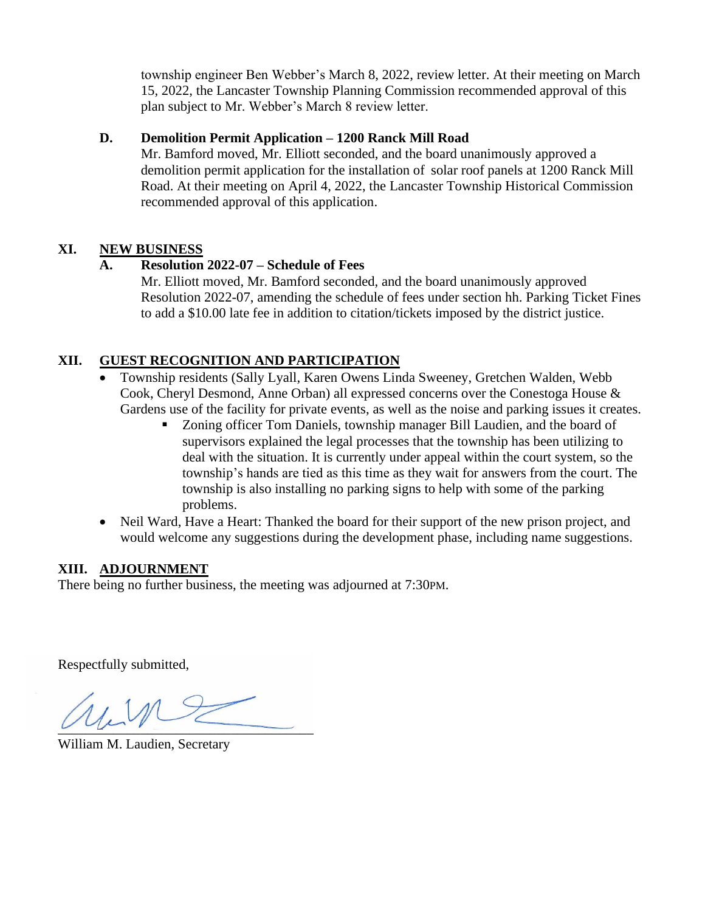township engineer Ben Webber's March 8, 2022, review letter. At their meeting on March 15, 2022, the Lancaster Township Planning Commission recommended approval of this plan subject to Mr. Webber's March 8 review letter.

**D. Demolition Permit Application – 1200 Ranck Mill Road**

Mr. Bamford moved, Mr. Elliott seconded, and the board unanimously approved a demolition permit application for the installation of solar roof panels at 1200 Ranck Mill Road. At their meeting on April 4, 2022, the Lancaster Township Historical Commission recommended approval of this application.

## XI. NEW BUSINESS

**A. Resolution 2022-07 – Schedule of Fees**

Mr. Elliott moved, Mr. Bamford seconded, and the board unanimously approved Resolution 2022-07, amending the schedule of fees under section hh. Parking Ticket Fines to add a $10.00 late fee in addition to citation/tickets imposed by the district justice.

## XII. GUEST RECOGNITION AND PARTICIPATION

- Township residents (Sally Lyall, Karen Owens Linda Sweeney, Gretchen Walden, Webb Cook, Cheryl Desmond, Anne Orban) all expressed concerns over the Conestoga House & Gardens use of the facility for private events, as well as the noise and parking issues it creates.
  - Zoning officer Tom Daniels, township manager Bill Laudien, and the board of supervisors explained the legal processes that the township has been utilizing to deal with the situation. It is currently under appeal within the court system, so the township's hands are tied as this time as they wait for answers from the court. The township is also installing no parking signs to help with some of the parking problems.
- Neil Ward, Have a Heart: Thanked the board for their support of the new prison project, and would welcome any suggestions during the development phase, including name suggestions.

## XIII. ADJOURNMENT

There being no further business, the meeting was adjourned at 7:30PM.

Respectfully submitted,

William M. Laudien, Secretary